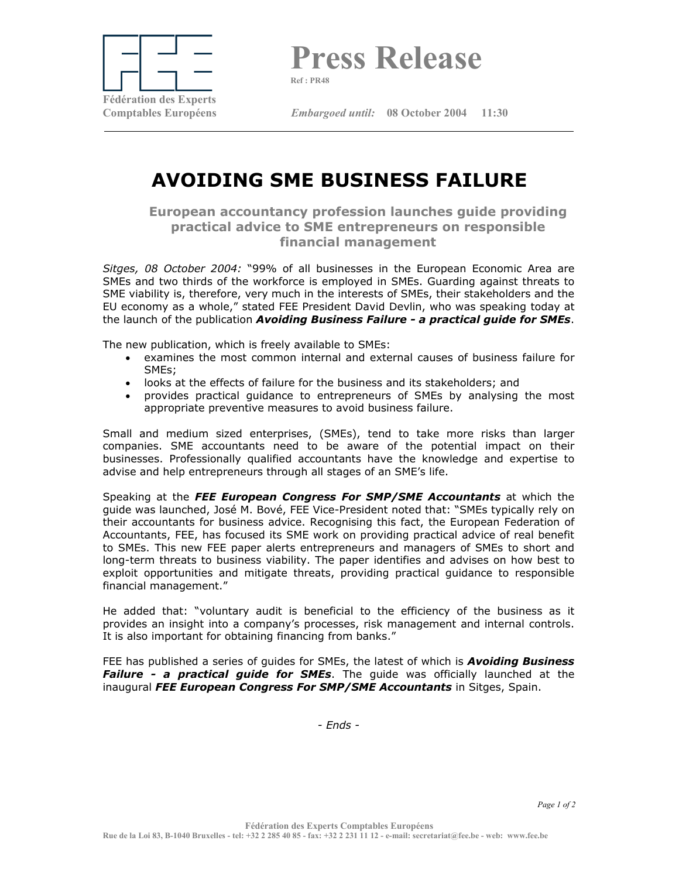Fédération des Experts Comptables Européens

# Press Release

Ref : PR48

*Embargoed until:* **08 October 2004 11:30**

---

# AVOIDING SME BUSINESS FAILURE

## European accountancy profession launches guide providing practical advice to SME entrepreneurs on responsible financial management

*Sitges, 08 October 2004:* "99% of all businesses in the European Economic Area are SMEs and two thirds of the workforce is employed in SMEs. Guarding against threats to SME viability is, therefore, very much in the interests of SMEs, their stakeholders and the EU economy as a whole," stated FEE President David Devlin, who was speaking today at the launch of the publication ***Avoiding Business Failure - a practical guide for SMEs***.

The new publication, which is freely available to SMEs:

- examines the most common internal and external causes of business failure for SMEs;
- looks at the effects of failure for the business and its stakeholders; and
- provides practical guidance to entrepreneurs of SMEs by analysing the most appropriate preventive measures to avoid business failure.

Small and medium sized enterprises, (SMEs), tend to take more risks than larger companies. SME accountants need to be aware of the potential impact on their businesses. Professionally qualified accountants have the knowledge and expertise to advise and help entrepreneurs through all stages of an SME's life.

Speaking at the ***FEE European Congress For SMP/SME Accountants*** at which the guide was launched, José M. Bové, FEE Vice-President noted that: "SMEs typically rely on their accountants for business advice. Recognising this fact, the European Federation of Accountants, FEE, has focused its SME work on providing practical advice of real benefit to SMEs. This new FEE paper alerts entrepreneurs and managers of SMEs to short and long-term threats to business viability. The paper identifies and advises on how best to exploit opportunities and mitigate threats, providing practical guidance to responsible financial management."

He added that: "voluntary audit is beneficial to the efficiency of the business as it provides an insight into a company's processes, risk management and internal controls. It is also important for obtaining financing from banks."

FEE has published a series of guides for SMEs, the latest of which is ***Avoiding Business Failure - a practical guide for SMEs***. The guide was officially launched at the inaugural ***FEE European Congress For SMP/SME Accountants*** in Sitges, Spain.

*- Ends -*

Fédération des Experts Comptables Européens
Rue de la Loi 83, B-1040 Bruxelles - tel: +32 2 285 40 85 - fax: +32 2 231 11 12 - e-mail: secretariat@fee.be - web: www.fee.be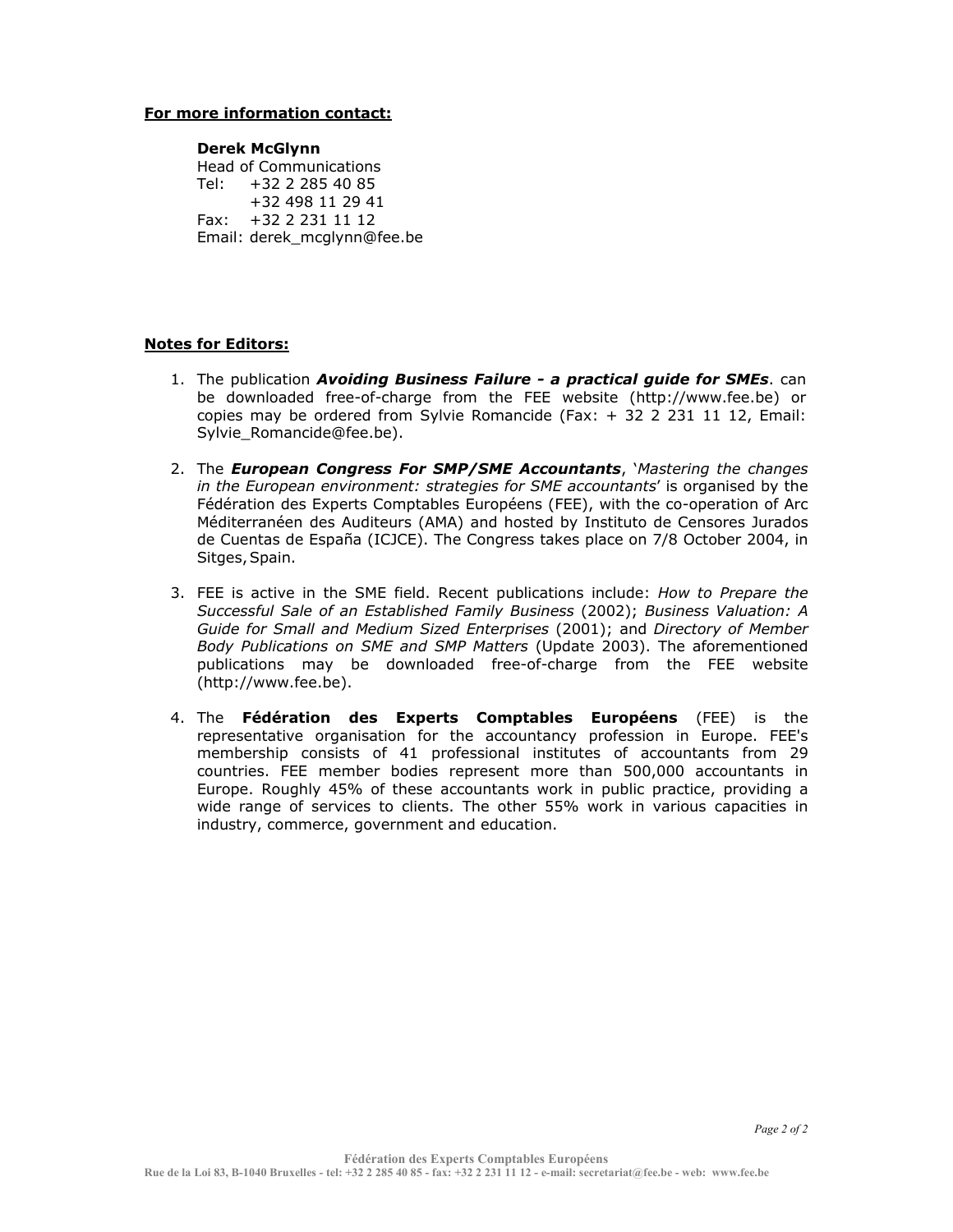**For more information contact:**

**Derek McGlynn**
Head of Communications
Tel: +32 2 285 40 85
+32 498 11 29 41
Fax: +32 2 231 11 12
Email: derek_mcglynn@fee.be

**Notes for Editors:**

1. The publication ***Avoiding Business Failure - a practical guide for SMEs***. can be downloaded free-of-charge from the FEE website (http://www.fee.be) or copies may be ordered from Sylvie Romancide (Fax: + 32 2 231 11 12, Email: Sylvie_Romancide@fee.be).

2. The ***European Congress For SMP/SME Accountants***, '*Mastering the changes in the European environment: strategies for SME accountants*' is organised by the Fédération des Experts Comptables Européens (FEE), with the co-operation of Arc Méditerranéen des Auditeurs (AMA) and hosted by Instituto de Censores Jurados de Cuentas de España (ICJCE). The Congress takes place on 7/8 October 2004, in Sitges, Spain.

3. FEE is active in the SME field. Recent publications include: *How to Prepare the Successful Sale of an Established Family Business* (2002); *Business Valuation: A Guide for Small and Medium Sized Enterprises* (2001); and *Directory of Member Body Publications on SME and SMP Matters* (Update 2003). The aforementioned publications may be downloaded free-of-charge from the FEE website (http://www.fee.be).

4. The **Fédération des Experts Comptables Européens** (FEE) is the representative organisation for the accountancy profession in Europe. FEE's membership consists of 41 professional institutes of accountants from 29 countries. FEE member bodies represent more than 500,000 accountants in Europe. Roughly 45% of these accountants work in public practice, providing a wide range of services to clients. The other 55% work in various capacities in industry, commerce, government and education.